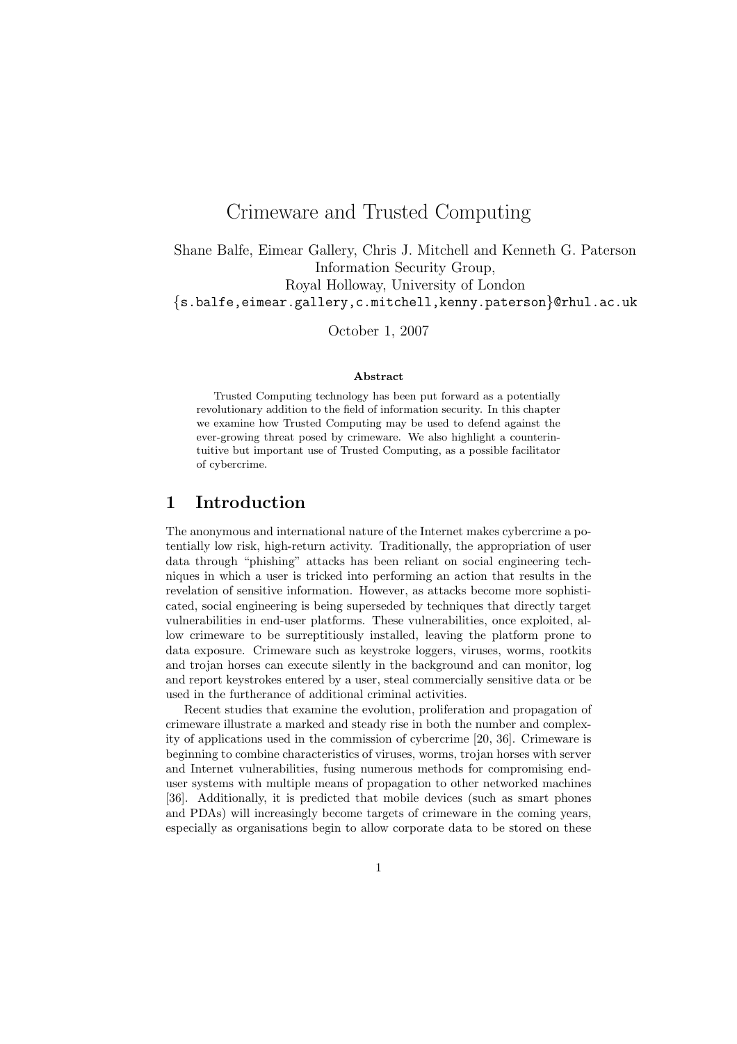# Crimeware and Trusted Computing

Shane Balfe, Eimear Gallery, Chris J. Mitchell and Kenneth G. Paterson
Information Security Group,
Royal Holloway, University of London
{s.balfe,eimear.gallery,c.mitchell,kenny.paterson}@rhul.ac.uk

October 1, 2007

**Abstract**

Trusted Computing technology has been put forward as a potentially revolutionary addition to the field of information security. In this chapter we examine how Trusted Computing may be used to defend against the ever-growing threat posed by crimeware. We also highlight a counterintuitive but important use of Trusted Computing, as a possible facilitator of cybercrime.

## 1 Introduction

The anonymous and international nature of the Internet makes cybercrime a potentially low risk, high-return activity. Traditionally, the appropriation of user data through "phishing" attacks has been reliant on social engineering techniques in which a user is tricked into performing an action that results in the revelation of sensitive information. However, as attacks become more sophisticated, social engineering is being superseded by techniques that directly target vulnerabilities in end-user platforms. These vulnerabilities, once exploited, allow crimeware to be surreptitiously installed, leaving the platform prone to data exposure. Crimeware such as keystroke loggers, viruses, worms, rootkits and trojan horses can execute silently in the background and can monitor, log and report keystrokes entered by a user, steal commercially sensitive data or be used in the furtherance of additional criminal activities.

Recent studies that examine the evolution, proliferation and propagation of crimeware illustrate a marked and steady rise in both the number and complexity of applications used in the commission of cybercrime [20, 36]. Crimeware is beginning to combine characteristics of viruses, worms, trojan horses with server and Internet vulnerabilities, fusing numerous methods for compromising end-user systems with multiple means of propagation to other networked machines [36]. Additionally, it is predicted that mobile devices (such as smart phones and PDAs) will increasingly become targets of crimeware in the coming years, especially as organisations begin to allow corporate data to be stored on these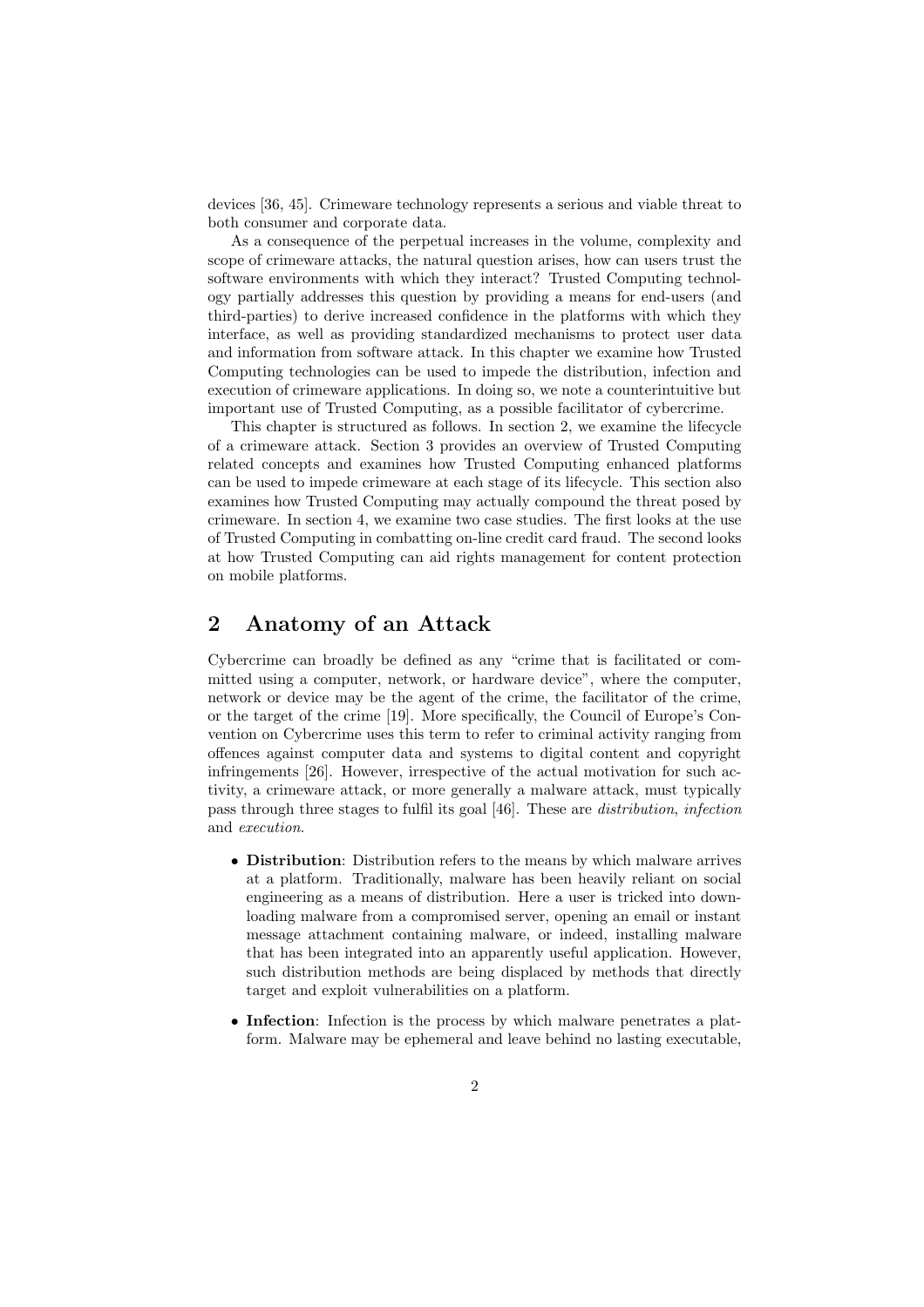devices [36, 45]. Crimeware technology represents a serious and viable threat to both consumer and corporate data.

As a consequence of the perpetual increases in the volume, complexity and scope of crimeware attacks, the natural question arises, how can users trust the software environments with which they interact? Trusted Computing technology partially addresses this question by providing a means for end-users (and third-parties) to derive increased confidence in the platforms with which they interface, as well as providing standardized mechanisms to protect user data and information from software attack. In this chapter we examine how Trusted Computing technologies can be used to impede the distribution, infection and execution of crimeware applications. In doing so, we note a counterintuitive but important use of Trusted Computing, as a possible facilitator of cybercrime.

This chapter is structured as follows. In section 2, we examine the lifecycle of a crimeware attack. Section 3 provides an overview of Trusted Computing related concepts and examines how Trusted Computing enhanced platforms can be used to impede crimeware at each stage of its lifecycle. This section also examines how Trusted Computing may actually compound the threat posed by crimeware. In section 4, we examine two case studies. The first looks at the use of Trusted Computing in combatting on-line credit card fraud. The second looks at how Trusted Computing can aid rights management for content protection on mobile platforms.

## 2 Anatomy of an Attack

Cybercrime can broadly be defined as any "crime that is facilitated or committed using a computer, network, or hardware device", where the computer, network or device may be the agent of the crime, the facilitator of the crime, or the target of the crime [19]. More specifically, the Council of Europe's Convention on Cybercrime uses this term to refer to criminal activity ranging from offences against computer data and systems to digital content and copyright infringements [26]. However, irrespective of the actual motivation for such activity, a crimeware attack, or more generally a malware attack, must typically pass through three stages to fulfil its goal [46]. These are *distribution*, *infection* and *execution*.

- **Distribution**: Distribution refers to the means by which malware arrives at a platform. Traditionally, malware has been heavily reliant on social engineering as a means of distribution. Here a user is tricked into downloading malware from a compromised server, opening an email or instant message attachment containing malware, or indeed, installing malware that has been integrated into an apparently useful application. However, such distribution methods are being displaced by methods that directly target and exploit vulnerabilities on a platform.
- **Infection**: Infection is the process by which malware penetrates a platform. Malware may be ephemeral and leave behind no lasting executable,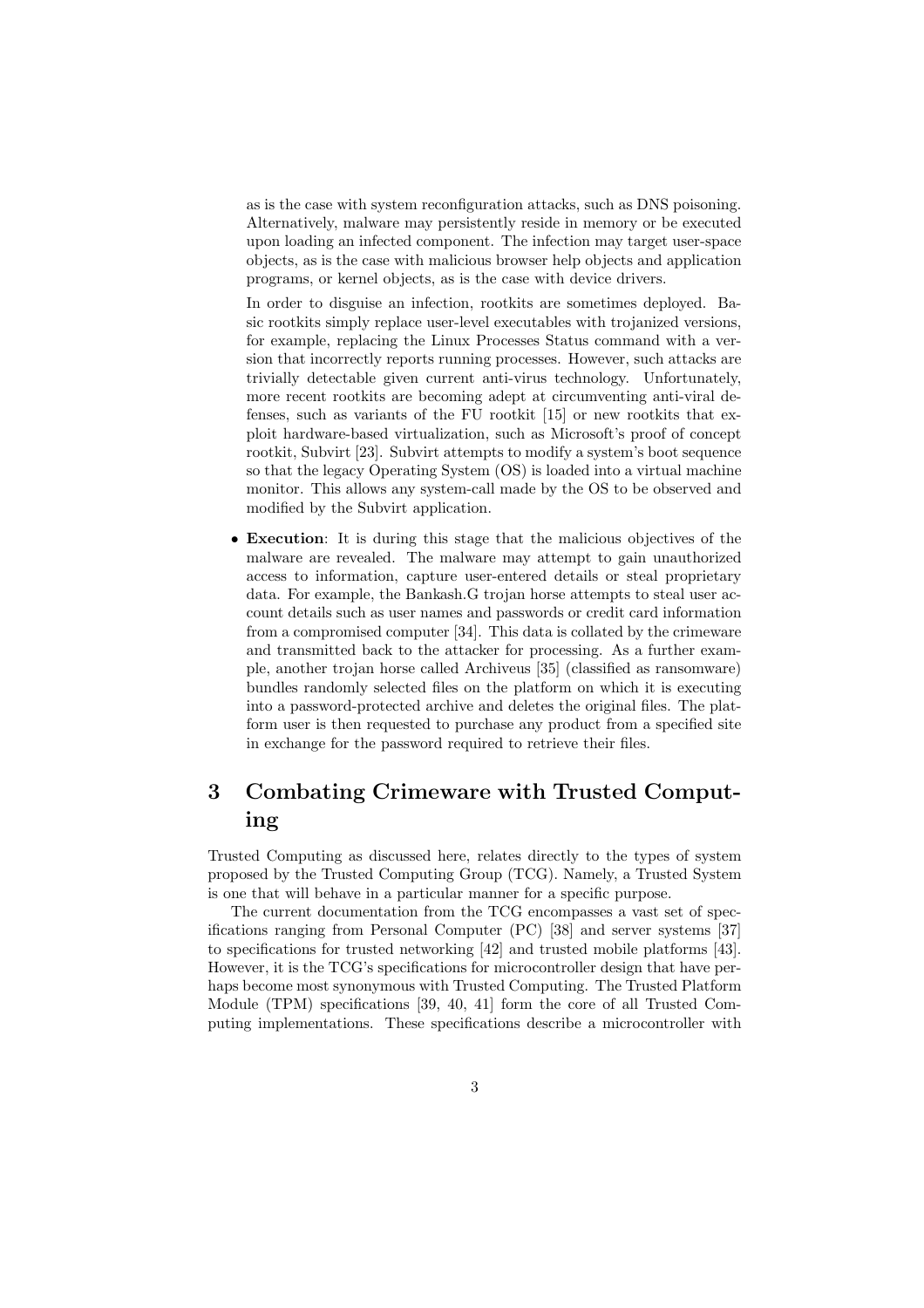as is the case with system reconfiguration attacks, such as DNS poisoning. Alternatively, malware may persistently reside in memory or be executed upon loading an infected component. The infection may target user-space objects, as is the case with malicious browser help objects and application programs, or kernel objects, as is the case with device drivers.

In order to disguise an infection, rootkits are sometimes deployed. Basic rootkits simply replace user-level executables with trojanized versions, for example, replacing the Linux Processes Status command with a version that incorrectly reports running processes. However, such attacks are trivially detectable given current anti-virus technology. Unfortunately, more recent rootkits are becoming adept at circumventing anti-viral defenses, such as variants of the FU rootkit [15] or new rootkits that exploit hardware-based virtualization, such as Microsoft's proof of concept rootkit, Subvirt [23]. Subvirt attempts to modify a system's boot sequence so that the legacy Operating System (OS) is loaded into a virtual machine monitor. This allows any system-call made by the OS to be observed and modified by the Subvirt application.

- **Execution**: It is during this stage that the malicious objectives of the malware are revealed. The malware may attempt to gain unauthorized access to information, capture user-entered details or steal proprietary data. For example, the Bankash.G trojan horse attempts to steal user account details such as user names and passwords or credit card information from a compromised computer [34]. This data is collated by the crimeware and transmitted back to the attacker for processing. As a further example, another trojan horse called Archiveus [35] (classified as ransomware) bundles randomly selected files on the platform on which it is executing into a password-protected archive and deletes the original files. The platform user is then requested to purchase any product from a specified site in exchange for the password required to retrieve their files.

## 3 Combating Crimeware with Trusted Computing

Trusted Computing as discussed here, relates directly to the types of system proposed by the Trusted Computing Group (TCG). Namely, a Trusted System is one that will behave in a particular manner for a specific purpose.

The current documentation from the TCG encompasses a vast set of specifications ranging from Personal Computer (PC) [38] and server systems [37] to specifications for trusted networking [42] and trusted mobile platforms [43]. However, it is the TCG's specifications for microcontroller design that have perhaps become most synonymous with Trusted Computing. The Trusted Platform Module (TPM) specifications [39, 40, 41] form the core of all Trusted Computing implementations. These specifications describe a microcontroller with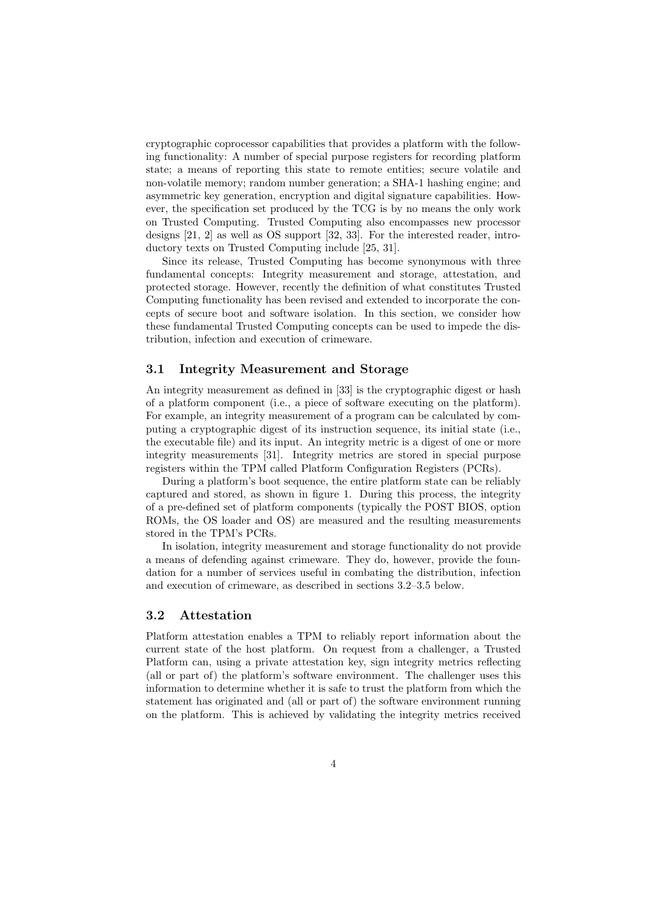cryptographic coprocessor capabilities that provides a platform with the following functionality: A number of special purpose registers for recording platform state; a means of reporting this state to remote entities; secure volatile and non-volatile memory; random number generation; a SHA-1 hashing engine; and asymmetric key generation, encryption and digital signature capabilities. However, the specification set produced by the TCG is by no means the only work on Trusted Computing. Trusted Computing also encompasses new processor designs [21, 2] as well as OS support [32, 33]. For the interested reader, introductory texts on Trusted Computing include [25, 31].

Since its release, Trusted Computing has become synonymous with three fundamental concepts: Integrity measurement and storage, attestation, and protected storage. However, recently the definition of what constitutes Trusted Computing functionality has been revised and extended to incorporate the concepts of secure boot and software isolation. In this section, we consider how these fundamental Trusted Computing concepts can be used to impede the distribution, infection and execution of crimeware.

### 3.1 Integrity Measurement and Storage

An integrity measurement as defined in [33] is the cryptographic digest or hash of a platform component (i.e., a piece of software executing on the platform). For example, an integrity measurement of a program can be calculated by computing a cryptographic digest of its instruction sequence, its initial state (i.e., the executable file) and its input. An integrity metric is a digest of one or more integrity measurements [31]. Integrity metrics are stored in special purpose registers within the TPM called Platform Configuration Registers (PCRs).

During a platform's boot sequence, the entire platform state can be reliably captured and stored, as shown in figure 1. During this process, the integrity of a pre-defined set of platform components (typically the POST BIOS, option ROMs, the OS loader and OS) are measured and the resulting measurements stored in the TPM's PCRs.

In isolation, integrity measurement and storage functionality do not provide a means of defending against crimeware. They do, however, provide the foundation for a number of services useful in combating the distribution, infection and execution of crimeware, as described in sections 3.2–3.5 below.

### 3.2 Attestation

Platform attestation enables a TPM to reliably report information about the current state of the host platform. On request from a challenger, a Trusted Platform can, using a private attestation key, sign integrity metrics reflecting (all or part of) the platform's software environment. The challenger uses this information to determine whether it is safe to trust the platform from which the statement has originated and (all or part of) the software environment running on the platform. This is achieved by validating the integrity metrics received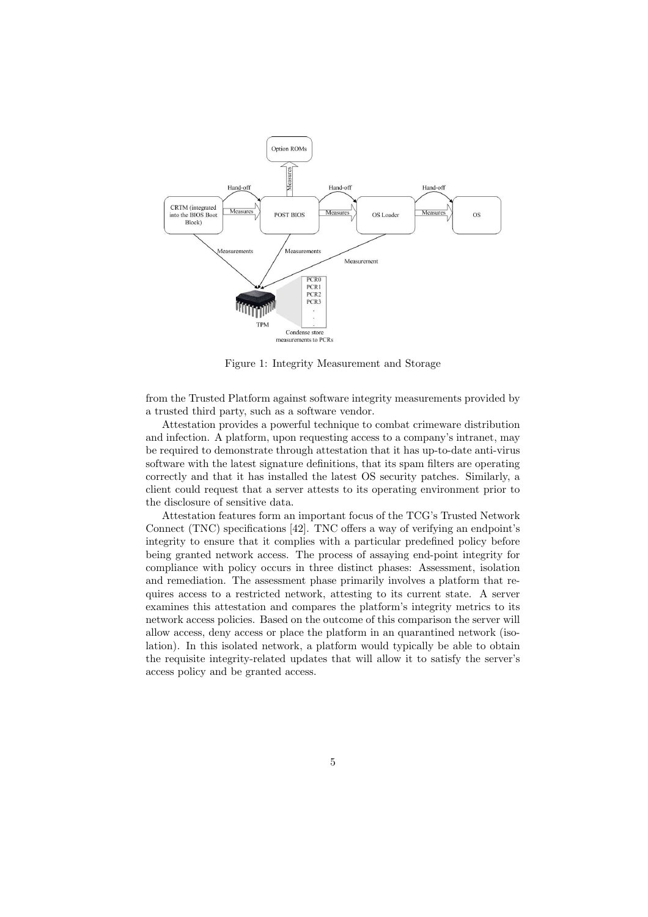Figure 1: Integrity Measurement and Storage

from the Trusted Platform against software integrity measurements provided by a trusted third party, such as a software vendor.

Attestation provides a powerful technique to combat crimeware distribution and infection. A platform, upon requesting access to a company's intranet, may be required to demonstrate through attestation that it has up-to-date anti-virus software with the latest signature definitions, that its spam filters are operating correctly and that it has installed the latest OS security patches. Similarly, a client could request that a server attests to its operating environment prior to the disclosure of sensitive data.

Attestation features form an important focus of the TCG's Trusted Network Connect (TNC) specifications [42]. TNC offers a way of verifying an endpoint's integrity to ensure that it complies with a particular predefined policy before being granted network access. The process of assaying end-point integrity for compliance with policy occurs in three distinct phases: Assessment, isolation and remediation. The assessment phase primarily involves a platform that requires access to a restricted network, attesting to its current state. A server examines this attestation and compares the platform's integrity metrics to its network access policies. Based on the outcome of this comparison the server will allow access, deny access or place the platform in an quarantined network (isolation). In this isolated network, a platform would typically be able to obtain the requisite integrity-related updates that will allow it to satisfy the server's access policy and be granted access.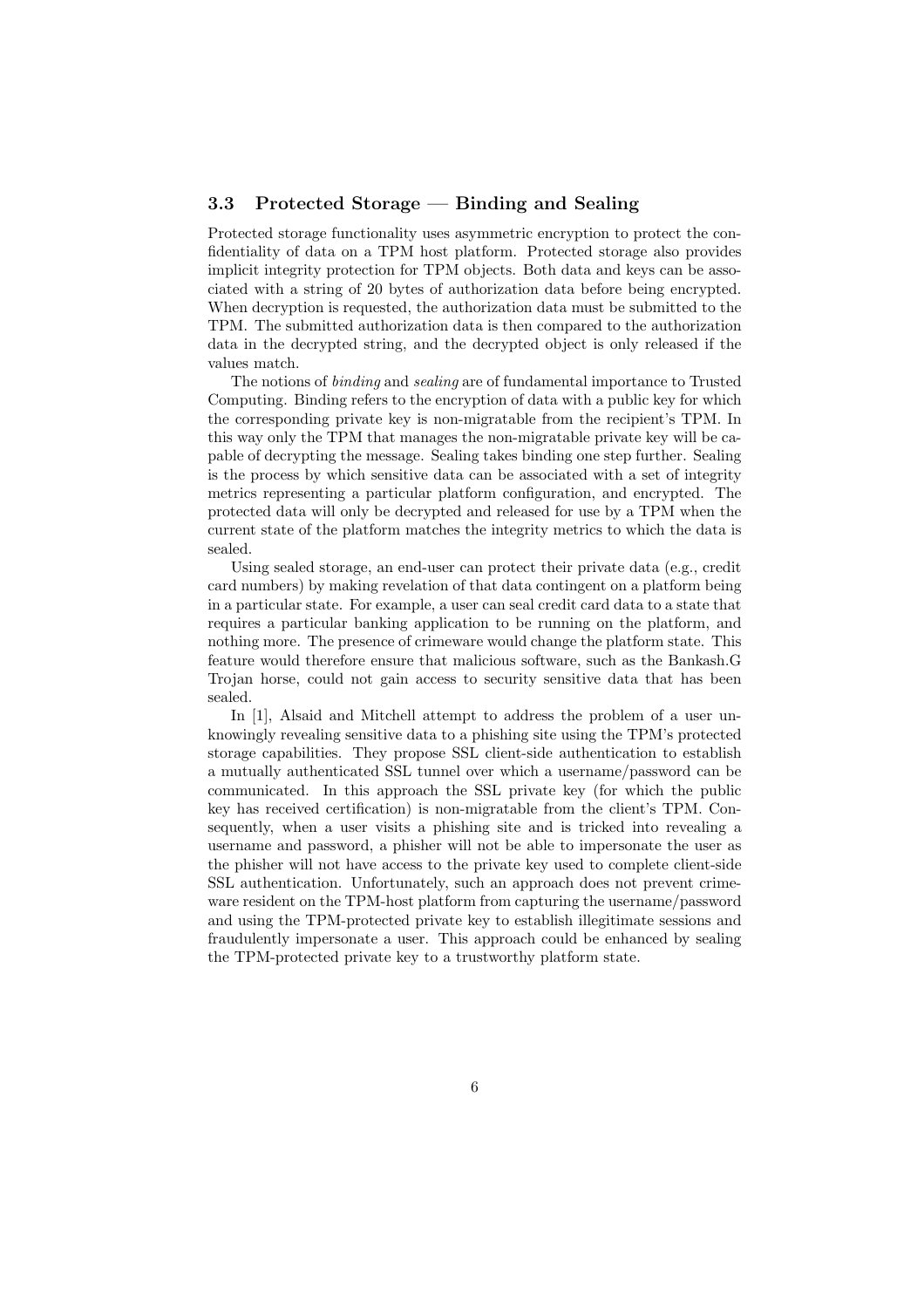### 3.3 Protected Storage — Binding and Sealing

Protected storage functionality uses asymmetric encryption to protect the confidentiality of data on a TPM host platform. Protected storage also provides implicit integrity protection for TPM objects. Both data and keys can be associated with a string of 20 bytes of authorization data before being encrypted. When decryption is requested, the authorization data must be submitted to the TPM. The submitted authorization data is then compared to the authorization data in the decrypted string, and the decrypted object is only released if the values match.

The notions of *binding* and *sealing* are of fundamental importance to Trusted Computing. Binding refers to the encryption of data with a public key for which the corresponding private key is non-migratable from the recipient's TPM. In this way only the TPM that manages the non-migratable private key will be capable of decrypting the message. Sealing takes binding one step further. Sealing is the process by which sensitive data can be associated with a set of integrity metrics representing a particular platform configuration, and encrypted. The protected data will only be decrypted and released for use by a TPM when the current state of the platform matches the integrity metrics to which the data is sealed.

Using sealed storage, an end-user can protect their private data (e.g., credit card numbers) by making revelation of that data contingent on a platform being in a particular state. For example, a user can seal credit card data to a state that requires a particular banking application to be running on the platform, and nothing more. The presence of crimeware would change the platform state. This feature would therefore ensure that malicious software, such as the Bankash.G Trojan horse, could not gain access to security sensitive data that has been sealed.

In [1], Alsaid and Mitchell attempt to address the problem of a user unknowingly revealing sensitive data to a phishing site using the TPM's protected storage capabilities. They propose SSL client-side authentication to establish a mutually authenticated SSL tunnel over which a username/password can be communicated. In this approach the SSL private key (for which the public key has received certification) is non-migratable from the client's TPM. Consequently, when a user visits a phishing site and is tricked into revealing a username and password, a phisher will not be able to impersonate the user as the phisher will not have access to the private key used to complete client-side SSL authentication. Unfortunately, such an approach does not prevent crimeware resident on the TPM-host platform from capturing the username/password and using the TPM-protected private key to establish illegitimate sessions and fraudulently impersonate a user. This approach could be enhanced by sealing the TPM-protected private key to a trustworthy platform state.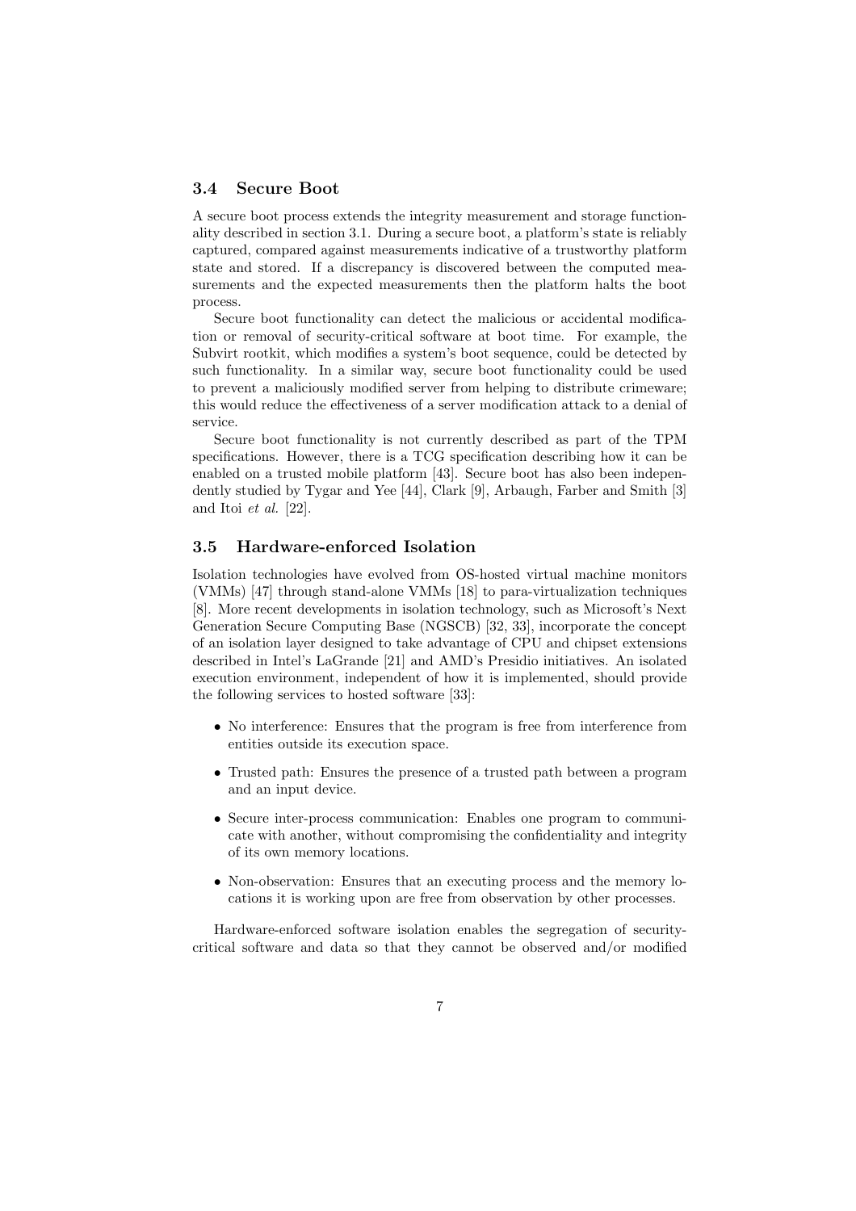### 3.4 Secure Boot

A secure boot process extends the integrity measurement and storage functionality described in section 3.1. During a secure boot, a platform's state is reliably captured, compared against measurements indicative of a trustworthy platform state and stored. If a discrepancy is discovered between the computed measurements and the expected measurements then the platform halts the boot process.

Secure boot functionality can detect the malicious or accidental modification or removal of security-critical software at boot time. For example, the Subvirt rootkit, which modifies a system's boot sequence, could be detected by such functionality. In a similar way, secure boot functionality could be used to prevent a maliciously modified server from helping to distribute crimeware; this would reduce the effectiveness of a server modification attack to a denial of service.

Secure boot functionality is not currently described as part of the TPM specifications. However, there is a TCG specification describing how it can be enabled on a trusted mobile platform [43]. Secure boot has also been independently studied by Tygar and Yee [44], Clark [9], Arbaugh, Farber and Smith [3] and Itoi *et al.* [22].

### 3.5 Hardware-enforced Isolation

Isolation technologies have evolved from OS-hosted virtual machine monitors (VMMs) [47] through stand-alone VMMs [18] to para-virtualization techniques [8]. More recent developments in isolation technology, such as Microsoft's Next Generation Secure Computing Base (NGSCB) [32, 33], incorporate the concept of an isolation layer designed to take advantage of CPU and chipset extensions described in Intel's LaGrande [21] and AMD's Presidio initiatives. An isolated execution environment, independent of how it is implemented, should provide the following services to hosted software [33]:

- No interference: Ensures that the program is free from interference from entities outside its execution space.
- Trusted path: Ensures the presence of a trusted path between a program and an input device.
- Secure inter-process communication: Enables one program to communicate with another, without compromising the confidentiality and integrity of its own memory locations.
- Non-observation: Ensures that an executing process and the memory locations it is working upon are free from observation by other processes.

Hardware-enforced software isolation enables the segregation of security-critical software and data so that they cannot be observed and/or modified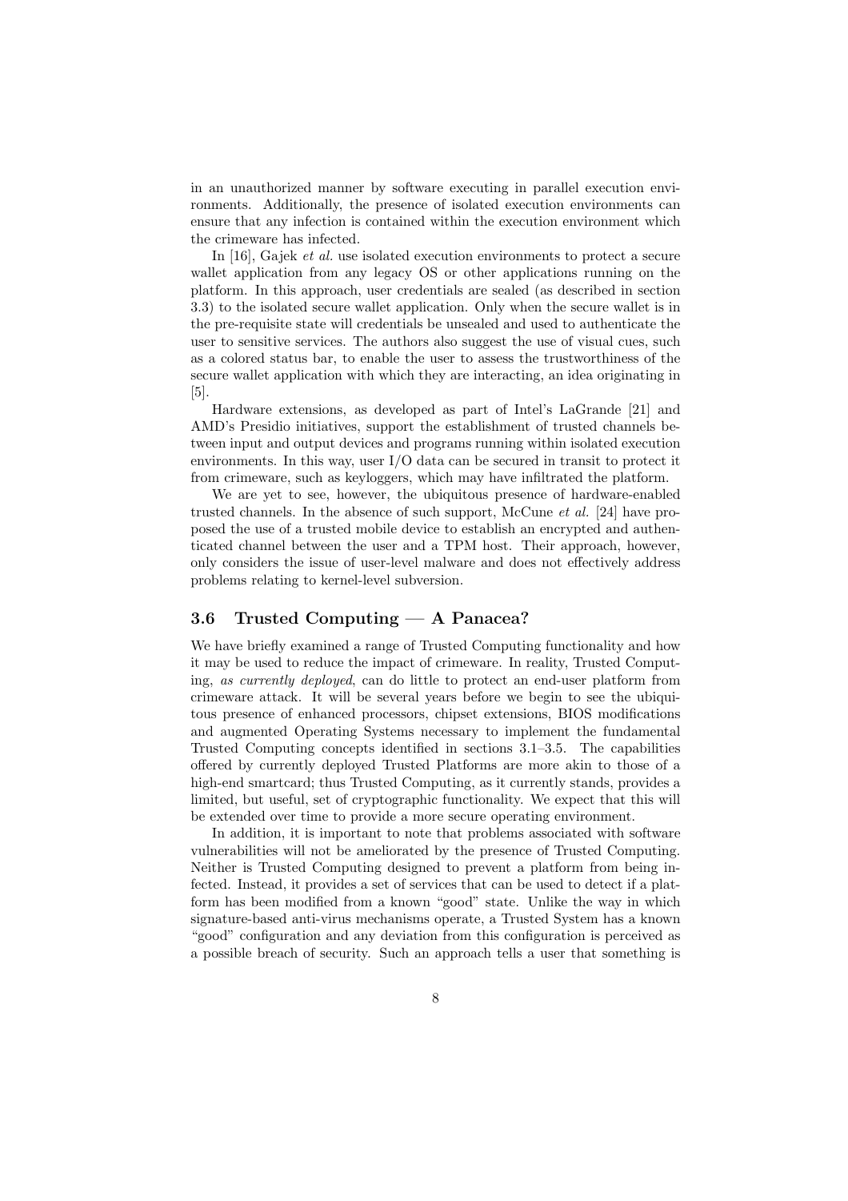in an unauthorized manner by software executing in parallel execution environments. Additionally, the presence of isolated execution environments can ensure that any infection is contained within the execution environment which the crimeware has infected.

In [16], Gajek *et al.* use isolated execution environments to protect a secure wallet application from any legacy OS or other applications running on the platform. In this approach, user credentials are sealed (as described in section 3.3) to the isolated secure wallet application. Only when the secure wallet is in the pre-requisite state will credentials be unsealed and used to authenticate the user to sensitive services. The authors also suggest the use of visual cues, such as a colored status bar, to enable the user to assess the trustworthiness of the secure wallet application with which they are interacting, an idea originating in [5].

Hardware extensions, as developed as part of Intel's LaGrande [21] and AMD's Presidio initiatives, support the establishment of trusted channels between input and output devices and programs running within isolated execution environments. In this way, user I/O data can be secured in transit to protect it from crimeware, such as keyloggers, which may have infiltrated the platform.

We are yet to see, however, the ubiquitous presence of hardware-enabled trusted channels. In the absence of such support, McCune *et al.* [24] have proposed the use of a trusted mobile device to establish an encrypted and authenticated channel between the user and a TPM host. Their approach, however, only considers the issue of user-level malware and does not effectively address problems relating to kernel-level subversion.

### 3.6 Trusted Computing — A Panacea?

We have briefly examined a range of Trusted Computing functionality and how it may be used to reduce the impact of crimeware. In reality, Trusted Computing, *as currently deployed*, can do little to protect an end-user platform from crimeware attack. It will be several years before we begin to see the ubiquitous presence of enhanced processors, chipset extensions, BIOS modifications and augmented Operating Systems necessary to implement the fundamental Trusted Computing concepts identified in sections 3.1–3.5. The capabilities offered by currently deployed Trusted Platforms are more akin to those of a high-end smartcard; thus Trusted Computing, as it currently stands, provides a limited, but useful, set of cryptographic functionality. We expect that this will be extended over time to provide a more secure operating environment.

In addition, it is important to note that problems associated with software vulnerabilities will not be ameliorated by the presence of Trusted Computing. Neither is Trusted Computing designed to prevent a platform from being infected. Instead, it provides a set of services that can be used to detect if a platform has been modified from a known "good" state. Unlike the way in which signature-based anti-virus mechanisms operate, a Trusted System has a known "good" configuration and any deviation from this configuration is perceived as a possible breach of security. Such an approach tells a user that something is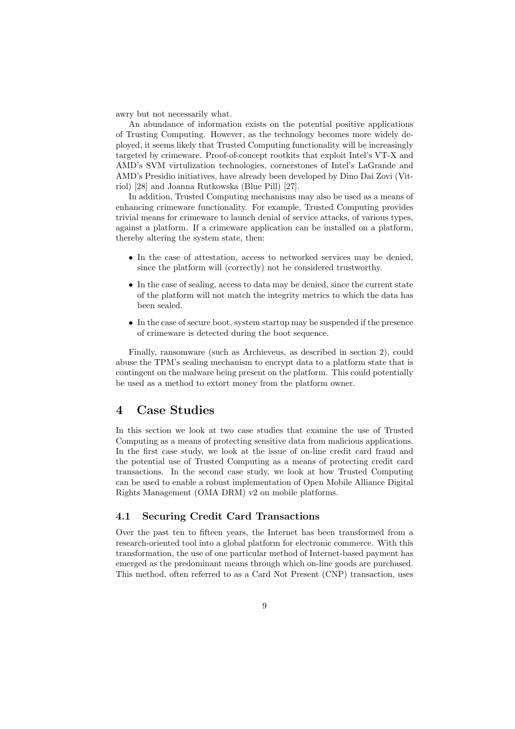awry but not necessarily what.

An abundance of information exists on the potential positive applications of Trusting Computing. However, as the technology becomes more widely deployed, it seems likely that Trusted Computing functionality will be increasingly targeted by crimeware. Proof-of-concept rootkits that exploit Intel's VT-X and AMD's SVM virtulization technologies, cornerstones of Intel's LaGrande and AMD's Presidio initiatives, have already been developed by Dino Dai Zovi (Vitriol) [28] and Joanna Rutkowska (Blue Pill) [27].

In addition, Trusted Computing mechanisms may also be used as a means of enhancing crimeware functionality. For example, Trusted Computing provides trivial means for crimeware to launch denial of service attacks, of various types, against a platform. If a crimeware application can be installed on a platform, thereby altering the system state, then:

- In the case of attestation, access to networked services may be denied, since the platform will (correctly) not be considered trustworthy.
- In the case of sealing, access to data may be denied, since the current state of the platform will not match the integrity metrics to which the data has been sealed.
- In the case of secure boot, system startup may be suspended if the presence of crimeware is detected during the boot sequence.

Finally, ransomware (such as Archieveus, as described in section 2), could abuse the TPM's sealing mechanism to encrypt data to a platform state that is contingent on the malware being present on the platform. This could potentially be used as a method to extort money from the platform owner.

# 4 Case Studies

In this section we look at two case studies that examine the use of Trusted Computing as a means of protecting sensitive data from malicious applications. In the first case study, we look at the issue of on-line credit card fraud and the potential use of Trusted Computing as a means of protecting credit card transactions. In the second case study, we look at how Trusted Computing can be used to enable a robust implementation of Open Mobile Alliance Digital Rights Management (OMA DRM) v2 on mobile platforms.

## 4.1 Securing Credit Card Transactions

Over the past ten to fifteen years, the Internet has been transformed from a research-oriented tool into a global platform for electronic commerce. With this transformation, the use of one particular method of Internet-based payment has emerged as the predominant means through which on-line goods are purchased. This method, often referred to as a Card Not Present (CNP) transaction, uses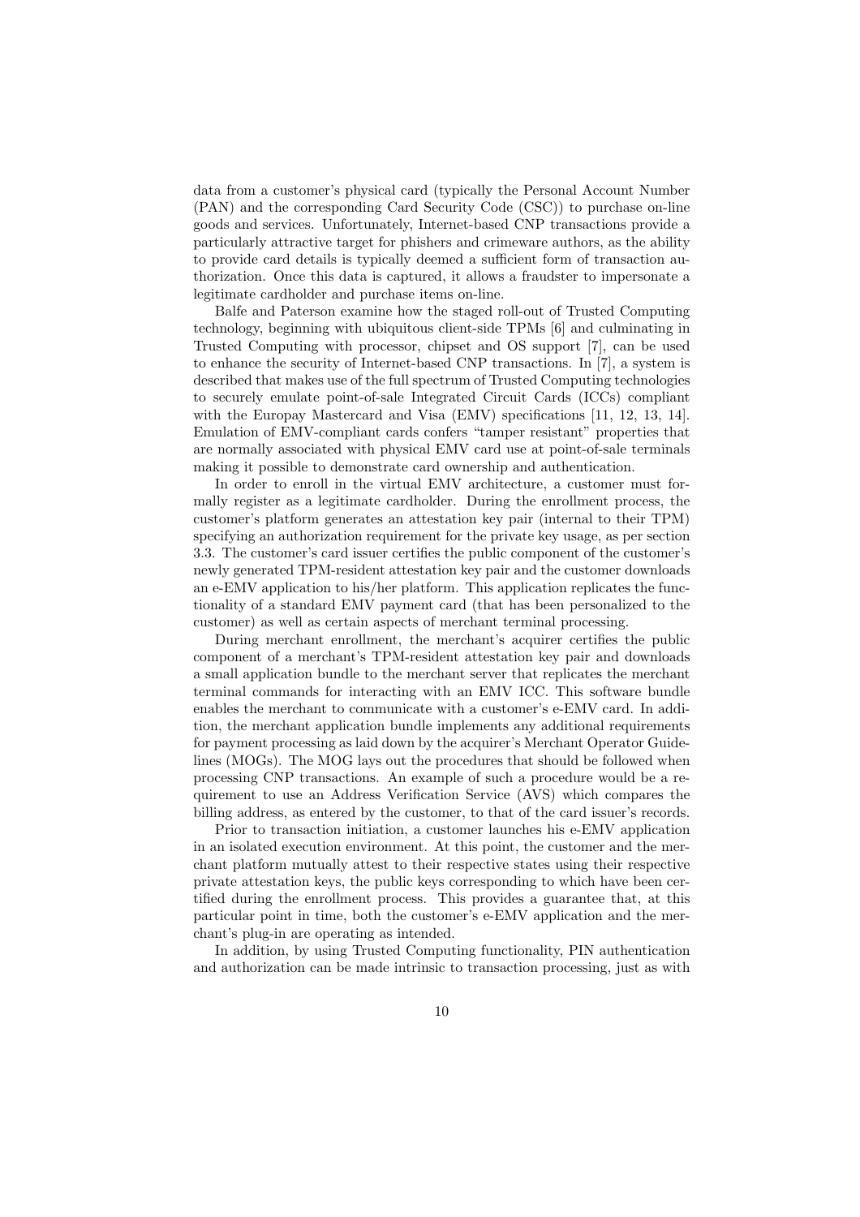data from a customer's physical card (typically the Personal Account Number (PAN) and the corresponding Card Security Code (CSC)) to purchase on-line goods and services. Unfortunately, Internet-based CNP transactions provide a particularly attractive target for phishers and crimeware authors, as the ability to provide card details is typically deemed a sufficient form of transaction authorization. Once this data is captured, it allows a fraudster to impersonate a legitimate cardholder and purchase items on-line.

Balfe and Paterson examine how the staged roll-out of Trusted Computing technology, beginning with ubiquitous client-side TPMs [6] and culminating in Trusted Computing with processor, chipset and OS support [7], can be used to enhance the security of Internet-based CNP transactions. In [7], a system is described that makes use of the full spectrum of Trusted Computing technologies to securely emulate point-of-sale Integrated Circuit Cards (ICCs) compliant with the Europay Mastercard and Visa (EMV) specifications [11, 12, 13, 14]. Emulation of EMV-compliant cards confers "tamper resistant" properties that are normally associated with physical EMV card use at point-of-sale terminals making it possible to demonstrate card ownership and authentication.

In order to enroll in the virtual EMV architecture, a customer must formally register as a legitimate cardholder. During the enrollment process, the customer's platform generates an attestation key pair (internal to their TPM) specifying an authorization requirement for the private key usage, as per section 3.3. The customer's card issuer certifies the public component of the customer's newly generated TPM-resident attestation key pair and the customer downloads an e-EMV application to his/her platform. This application replicates the functionality of a standard EMV payment card (that has been personalized to the customer) as well as certain aspects of merchant terminal processing.

During merchant enrollment, the merchant's acquirer certifies the public component of a merchant's TPM-resident attestation key pair and downloads a small application bundle to the merchant server that replicates the merchant terminal commands for interacting with an EMV ICC. This software bundle enables the merchant to communicate with a customer's e-EMV card. In addition, the merchant application bundle implements any additional requirements for payment processing as laid down by the acquirer's Merchant Operator Guidelines (MOGs). The MOG lays out the procedures that should be followed when processing CNP transactions. An example of such a procedure would be a requirement to use an Address Verification Service (AVS) which compares the billing address, as entered by the customer, to that of the card issuer's records.

Prior to transaction initiation, a customer launches his e-EMV application in an isolated execution environment. At this point, the customer and the merchant platform mutually attest to their respective states using their respective private attestation keys, the public keys corresponding to which have been certified during the enrollment process. This provides a guarantee that, at this particular point in time, both the customer's e-EMV application and the merchant's plug-in are operating as intended.

In addition, by using Trusted Computing functionality, PIN authentication and authorization can be made intrinsic to transaction processing, just as with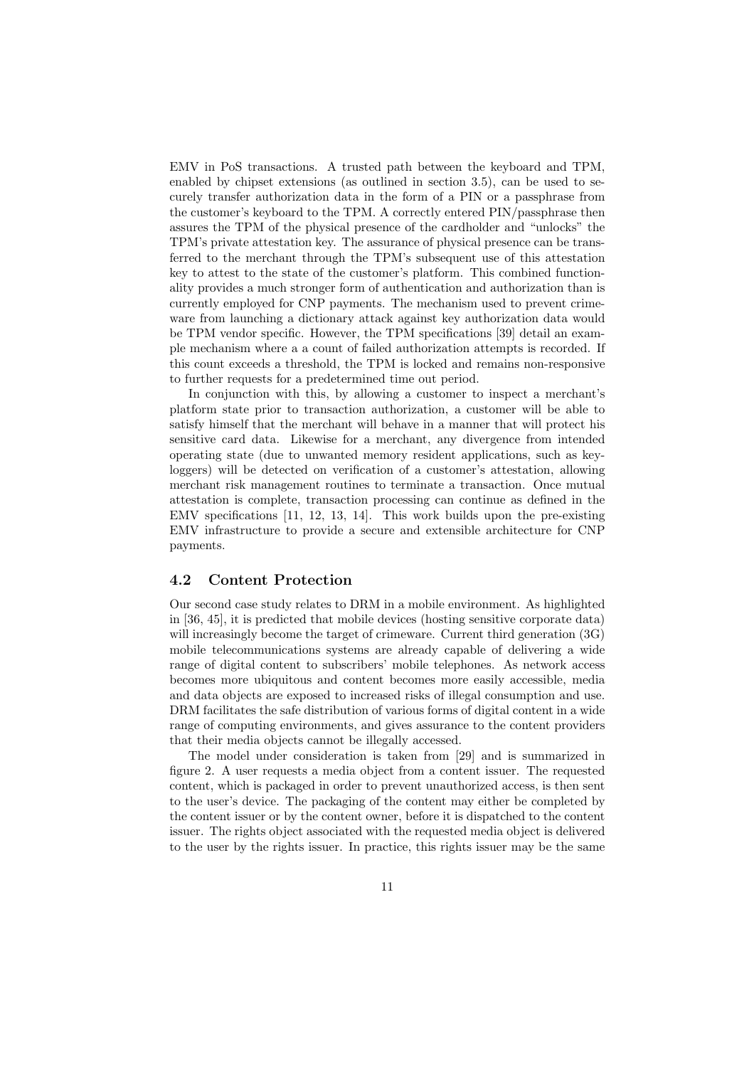EMV in PoS transactions. A trusted path between the keyboard and TPM, enabled by chipset extensions (as outlined in section 3.5), can be used to securely transfer authorization data in the form of a PIN or a passphrase from the customer's keyboard to the TPM. A correctly entered PIN/passphrase then assures the TPM of the physical presence of the cardholder and "unlocks" the TPM's private attestation key. The assurance of physical presence can be transferred to the merchant through the TPM's subsequent use of this attestation key to attest to the state of the customer's platform. This combined functionality provides a much stronger form of authentication and authorization than is currently employed for CNP payments. The mechanism used to prevent crimeware from launching a dictionary attack against key authorization data would be TPM vendor specific. However, the TPM specifications [39] detail an example mechanism where a a count of failed authorization attempts is recorded. If this count exceeds a threshold, the TPM is locked and remains non-responsive to further requests for a predetermined time out period.

In conjunction with this, by allowing a customer to inspect a merchant's platform state prior to transaction authorization, a customer will be able to satisfy himself that the merchant will behave in a manner that will protect his sensitive card data. Likewise for a merchant, any divergence from intended operating state (due to unwanted memory resident applications, such as keyloggers) will be detected on verification of a customer's attestation, allowing merchant risk management routines to terminate a transaction. Once mutual attestation is complete, transaction processing can continue as defined in the EMV specifications [11, 12, 13, 14]. This work builds upon the pre-existing EMV infrastructure to provide a secure and extensible architecture for CNP payments.

## 4.2 Content Protection

Our second case study relates to DRM in a mobile environment. As highlighted in [36, 45], it is predicted that mobile devices (hosting sensitive corporate data) will increasingly become the target of crimeware. Current third generation (3G) mobile telecommunications systems are already capable of delivering a wide range of digital content to subscribers' mobile telephones. As network access becomes more ubiquitous and content becomes more easily accessible, media and data objects are exposed to increased risks of illegal consumption and use. DRM facilitates the safe distribution of various forms of digital content in a wide range of computing environments, and gives assurance to the content providers that their media objects cannot be illegally accessed.

The model under consideration is taken from [29] and is summarized in figure 2. A user requests a media object from a content issuer. The requested content, which is packaged in order to prevent unauthorized access, is then sent to the user's device. The packaging of the content may either be completed by the content issuer or by the content owner, before it is dispatched to the content issuer. The rights object associated with the requested media object is delivered to the user by the rights issuer. In practice, this rights issuer may be the same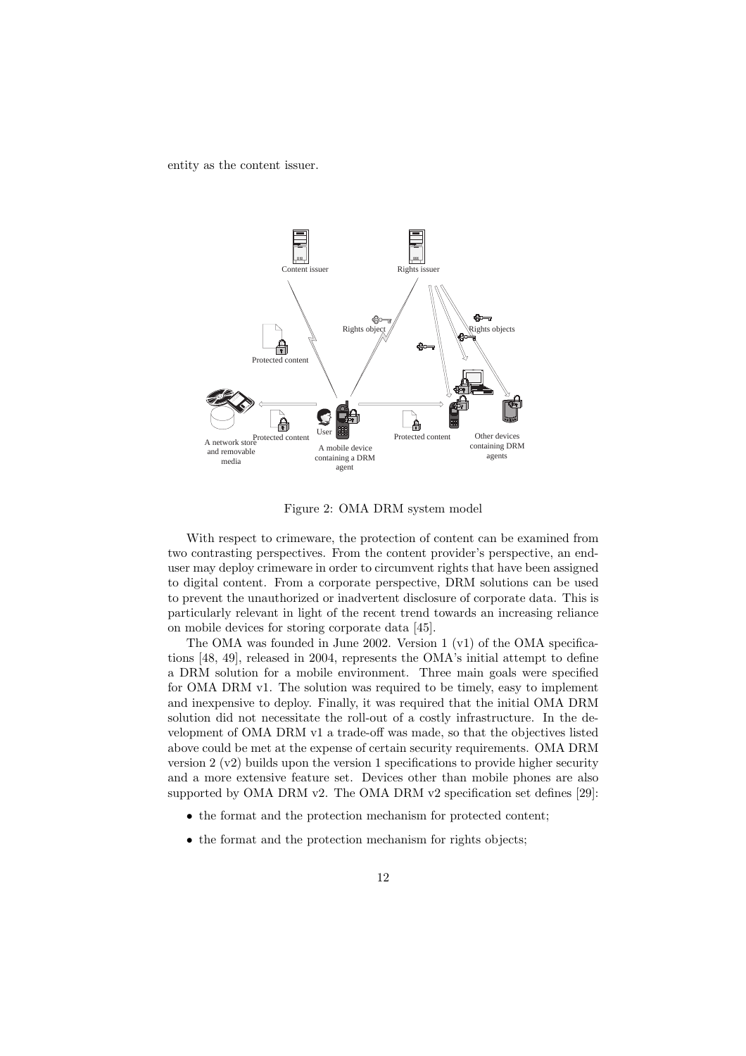entity as the content issuer.

Figure 2: OMA DRM system model

With respect to crimeware, the protection of content can be examined from two contrasting perspectives. From the content provider's perspective, an end-user may deploy crimeware in order to circumvent rights that have been assigned to digital content. From a corporate perspective, DRM solutions can be used to prevent the unauthorized or inadvertent disclosure of corporate data. This is particularly relevant in light of the recent trend towards an increasing reliance on mobile devices for storing corporate data [45].

The OMA was founded in June 2002. Version 1 (v1) of the OMA specifications [48, 49], released in 2004, represents the OMA's initial attempt to define a DRM solution for a mobile environment. Three main goals were specified for OMA DRM v1. The solution was required to be timely, easy to implement and inexpensive to deploy. Finally, it was required that the initial OMA DRM solution did not necessitate the roll-out of a costly infrastructure. In the development of OMA DRM v1 a trade-off was made, so that the objectives listed above could be met at the expense of certain security requirements. OMA DRM version 2 (v2) builds upon the version 1 specifications to provide higher security and a more extensive feature set. Devices other than mobile phones are also supported by OMA DRM v2. The OMA DRM v2 specification set defines [29]:

- the format and the protection mechanism for protected content;
- the format and the protection mechanism for rights objects;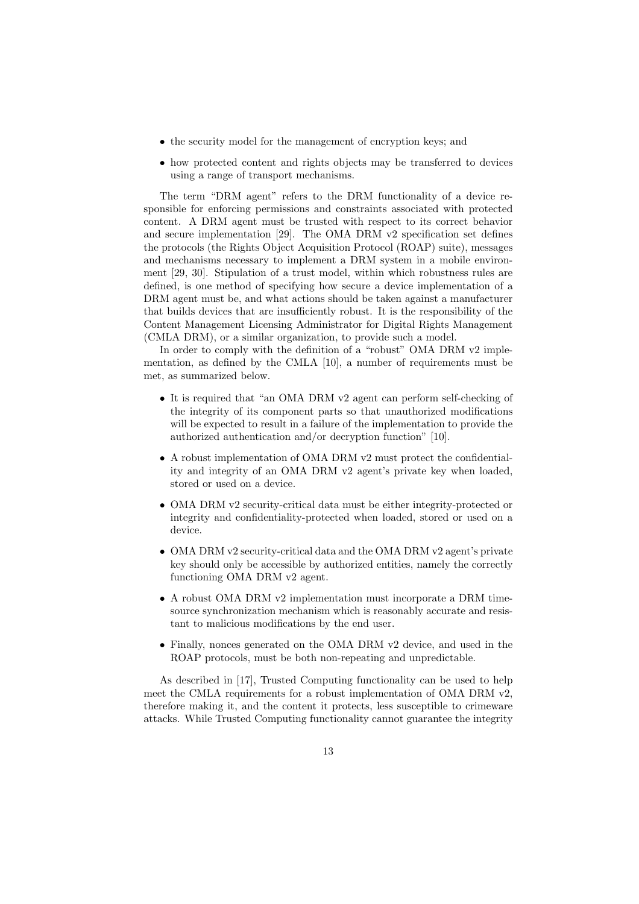- the security model for the management of encryption keys; and
- how protected content and rights objects may be transferred to devices using a range of transport mechanisms.

The term "DRM agent" refers to the DRM functionality of a device responsible for enforcing permissions and constraints associated with protected content. A DRM agent must be trusted with respect to its correct behavior and secure implementation [29]. The OMA DRM v2 specification set defines the protocols (the Rights Object Acquisition Protocol (ROAP) suite), messages and mechanisms necessary to implement a DRM system in a mobile environment [29, 30]. Stipulation of a trust model, within which robustness rules are defined, is one method of specifying how secure a device implementation of a DRM agent must be, and what actions should be taken against a manufacturer that builds devices that are insufficiently robust. It is the responsibility of the Content Management Licensing Administrator for Digital Rights Management (CMLA DRM), or a similar organization, to provide such a model.

In order to comply with the definition of a "robust" OMA DRM v2 implementation, as defined by the CMLA [10], a number of requirements must be met, as summarized below.

- It is required that "an OMA DRM v2 agent can perform self-checking of the integrity of its component parts so that unauthorized modifications will be expected to result in a failure of the implementation to provide the authorized authentication and/or decryption function" [10].
- A robust implementation of OMA DRM v2 must protect the confidentiality and integrity of an OMA DRM v2 agent's private key when loaded, stored or used on a device.
- OMA DRM v2 security-critical data must be either integrity-protected or integrity and confidentiality-protected when loaded, stored or used on a device.
- OMA DRM v2 security-critical data and the OMA DRM v2 agent's private key should only be accessible by authorized entities, namely the correctly functioning OMA DRM v2 agent.
- A robust OMA DRM v2 implementation must incorporate a DRM time-source synchronization mechanism which is reasonably accurate and resistant to malicious modifications by the end user.
- Finally, nonces generated on the OMA DRM v2 device, and used in the ROAP protocols, must be both non-repeating and unpredictable.

As described in [17], Trusted Computing functionality can be used to help meet the CMLA requirements for a robust implementation of OMA DRM v2, therefore making it, and the content it protects, less susceptible to crimeware attacks. While Trusted Computing functionality cannot guarantee the integrity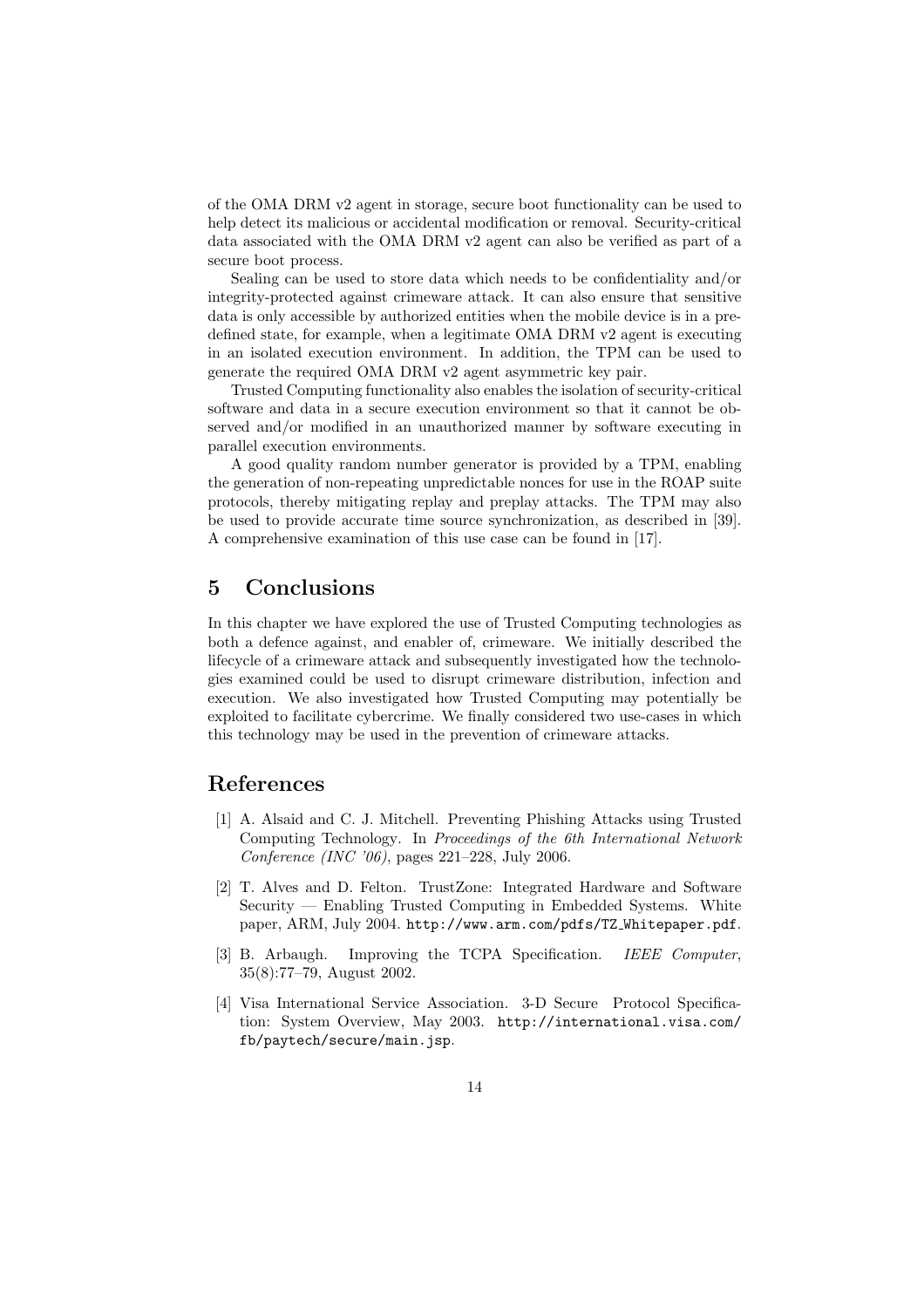of the OMA DRM v2 agent in storage, secure boot functionality can be used to help detect its malicious or accidental modification or removal. Security-critical data associated with the OMA DRM v2 agent can also be verified as part of a secure boot process.

Sealing can be used to store data which needs to be confidentiality and/or integrity-protected against crimeware attack. It can also ensure that sensitive data is only accessible by authorized entities when the mobile device is in a predefined state, for example, when a legitimate OMA DRM v2 agent is executing in an isolated execution environment. In addition, the TPM can be used to generate the required OMA DRM v2 agent asymmetric key pair.

Trusted Computing functionality also enables the isolation of security-critical software and data in a secure execution environment so that it cannot be observed and/or modified in an unauthorized manner by software executing in parallel execution environments.

A good quality random number generator is provided by a TPM, enabling the generation of non-repeating unpredictable nonces for use in the ROAP suite protocols, thereby mitigating replay and preplay attacks. The TPM may also be used to provide accurate time source synchronization, as described in [39]. A comprehensive examination of this use case can be found in [17].

## 5 Conclusions

In this chapter we have explored the use of Trusted Computing technologies as both a defence against, and enabler of, crimeware. We initially described the lifecycle of a crimeware attack and subsequently investigated how the technologies examined could be used to disrupt crimeware distribution, infection and execution. We also investigated how Trusted Computing may potentially be exploited to facilitate cybercrime. We finally considered two use-cases in which this technology may be used in the prevention of crimeware attacks.

## References

[1] A. Alsaid and C. J. Mitchell. Preventing Phishing Attacks using Trusted Computing Technology. In *Proceedings of the 6th International Network Conference (INC '06)*, pages 221–228, July 2006.

[2] T. Alves and D. Felton. TrustZone: Integrated Hardware and Software Security — Enabling Trusted Computing in Embedded Systems. White paper, ARM, July 2004. `http://www.arm.com/pdfs/TZ_Whitepaper.pdf`.

[3] B. Arbaugh. Improving the TCPA Specification. *IEEE Computer*, 35(8):77–79, August 2002.

[4] Visa International Service Association. 3-D Secure Protocol Specification: System Overview, May 2003. `http://international.visa.com/fb/paytech/secure/main.jsp`.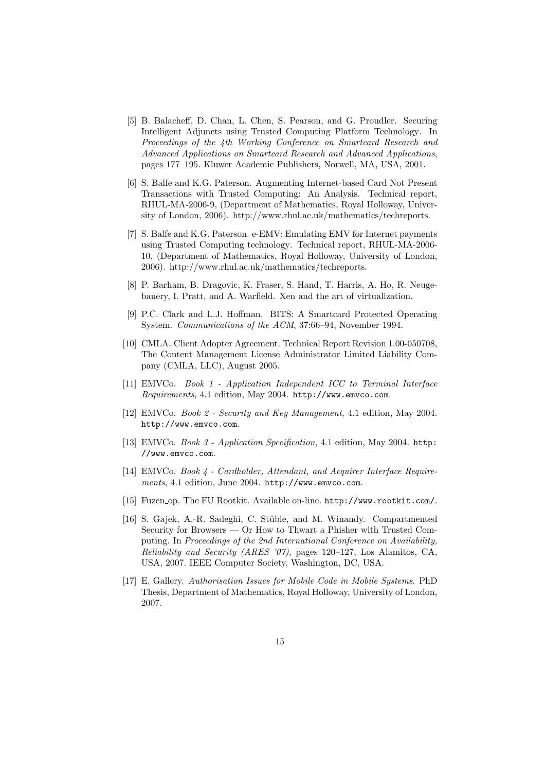[5] B. Balacheff, D. Chan, L. Chen, S. Pearson, and G. Proudler. Securing Intelligent Adjuncts using Trusted Computing Platform Technology. In *Proceedings of the 4th Working Conference on Smartcard Research and Advanced Applications on Smartcard Research and Advanced Applications*, pages 177–195. Kluwer Academic Publishers, Norwell, MA, USA, 2001.

[6] S. Balfe and K.G. Paterson. Augmenting Internet-based Card Not Present Transactions with Trusted Computing: An Analysis. Technical report, RHUL-MA-2006-9, (Department of Mathematics, Royal Holloway, University of London, 2006). http://www.rhul.ac.uk/mathematics/techreports.

[7] S. Balfe and K.G. Paterson. e-EMV: Emulating EMV for Internet payments using Trusted Computing technology. Technical report, RHUL-MA-2006-10, (Department of Mathematics, Royal Holloway, University of London, 2006). http://www.rhul.ac.uk/mathematics/techreports.

[8] P. Barham, B. Dragovic, K. Fraser, S. Hand, T. Harris, A. Ho, R. Neugebauery, I. Pratt, and A. Warfield. Xen and the art of virtualization.

[9] P.C. Clark and L.J. Hoffman. BITS: A Smartcard Protected Operating System. *Communications of the ACM*, 37:66–94, November 1994.

[10] CMLA. Client Adopter Agreement. Technical Report Revision 1.00-050708, The Content Management License Administrator Limited Liability Company (CMLA, LLC), August 2005.

[11] EMVCo. *Book 1 - Application Independent ICC to Terminal Interface Requirements*, 4.1 edition, May 2004. `http://www.emvco.com`.

[12] EMVCo. *Book 2 - Security and Key Management*, 4.1 edition, May 2004. `http://www.emvco.com`.

[13] EMVCo. *Book 3 - Application Specification*, 4.1 edition, May 2004. `http://www.emvco.com`.

[14] EMVCo. *Book 4 - Cardholder, Attendant, and Acquirer Interface Requirements*, 4.1 edition, June 2004. `http://www.emvco.com`.

[15] Fuzen_op. The FU Rootkit. Available on-line. `http://www.rootkit.com/`.

[16] S. Gajek, A.-R. Sadeghi, C. Stüble, and M. Winandy. Compartmented Security for Browsers — Or How to Thwart a Phisher with Trusted Computing. In *Proceedings of the 2nd International Conference on Availability, Reliability and Security (ARES '07)*, pages 120–127, Los Alamitos, CA, USA, 2007. IEEE Computer Society, Washington, DC, USA.

[17] E. Gallery. *Authorisation Issues for Mobile Code in Mobile Systems*. PhD Thesis, Department of Mathematics, Royal Holloway, University of London, 2007.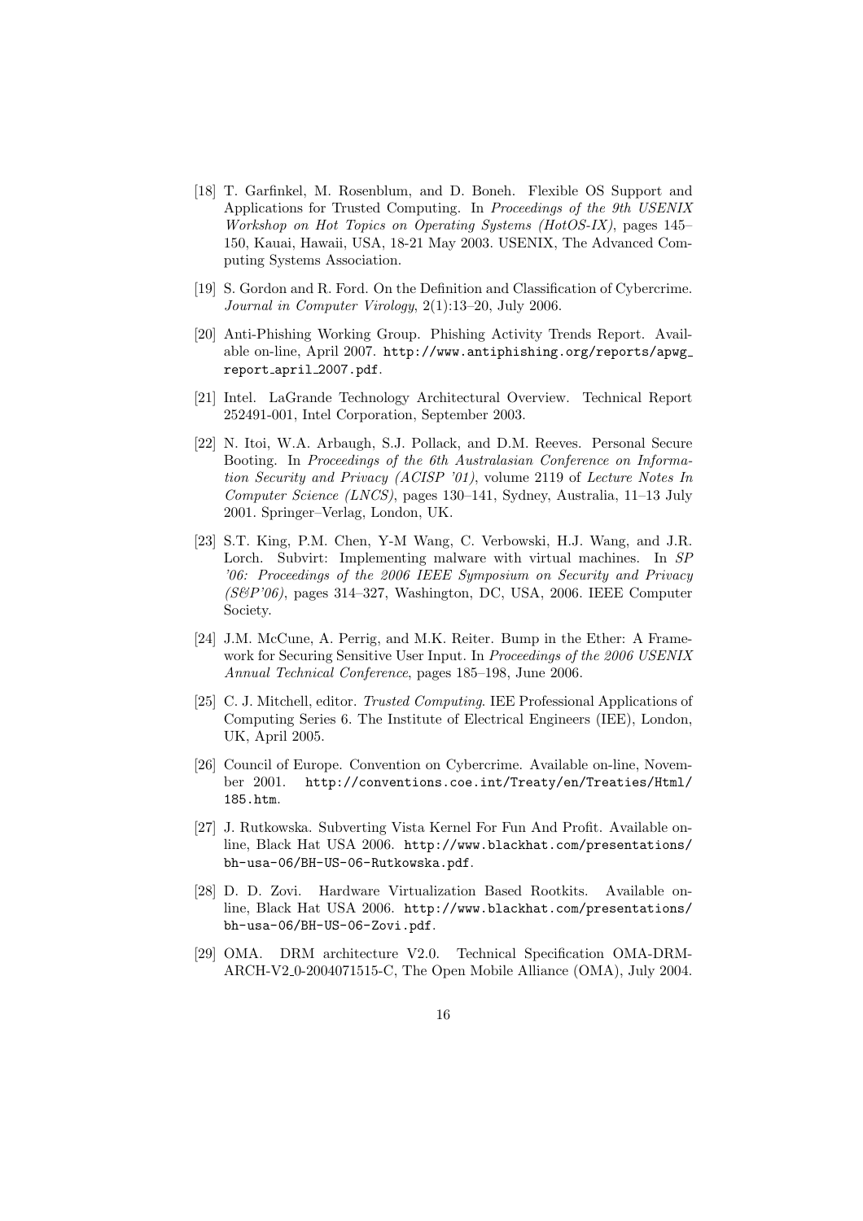[18] T. Garfinkel, M. Rosenblum, and D. Boneh. Flexible OS Support and Applications for Trusted Computing. In *Proceedings of the 9th USENIX Workshop on Hot Topics on Operating Systems (HotOS-IX)*, pages 145–150, Kauai, Hawaii, USA, 18-21 May 2003. USENIX, The Advanced Computing Systems Association.

[19] S. Gordon and R. Ford. On the Definition and Classification of Cybercrime. *Journal in Computer Virology*, 2(1):13–20, July 2006.

[20] Anti-Phishing Working Group. Phishing Activity Trends Report. Available on-line, April 2007. `http://www.antiphishing.org/reports/apwg_report_april_2007.pdf`.

[21] Intel. LaGrande Technology Architectural Overview. Technical Report 252491-001, Intel Corporation, September 2003.

[22] N. Itoi, W.A. Arbaugh, S.J. Pollack, and D.M. Reeves. Personal Secure Booting. In *Proceedings of the 6th Australasian Conference on Information Security and Privacy (ACISP '01)*, volume 2119 of *Lecture Notes In Computer Science (LNCS)*, pages 130–141, Sydney, Australia, 11–13 July 2001. Springer–Verlag, London, UK.

[23] S.T. King, P.M. Chen, Y-M Wang, C. Verbowski, H.J. Wang, and J.R. Lorch. Subvirt: Implementing malware with virtual machines. In *SP '06: Proceedings of the 2006 IEEE Symposium on Security and Privacy (S&P'06)*, pages 314–327, Washington, DC, USA, 2006. IEEE Computer Society.

[24] J.M. McCune, A. Perrig, and M.K. Reiter. Bump in the Ether: A Framework for Securing Sensitive User Input. In *Proceedings of the 2006 USENIX Annual Technical Conference*, pages 185–198, June 2006.

[25] C. J. Mitchell, editor. *Trusted Computing*. IEE Professional Applications of Computing Series 6. The Institute of Electrical Engineers (IEE), London, UK, April 2005.

[26] Council of Europe. Convention on Cybercrime. Available on-line, November 2001. `http://conventions.coe.int/Treaty/en/Treaties/Html/185.htm`.

[27] J. Rutkowska. Subverting Vista Kernel For Fun And Profit. Available online, Black Hat USA 2006. `http://www.blackhat.com/presentations/bh-usa-06/BH-US-06-Rutkowska.pdf`.

[28] D. D. Zovi. Hardware Virtualization Based Rootkits. Available online, Black Hat USA 2006. `http://www.blackhat.com/presentations/bh-usa-06/BH-US-06-Zovi.pdf`.

[29] OMA. DRM architecture V2.0. Technical Specification OMA-DRM-ARCH-V2_0-2004071515-C, The Open Mobile Alliance (OMA), July 2004.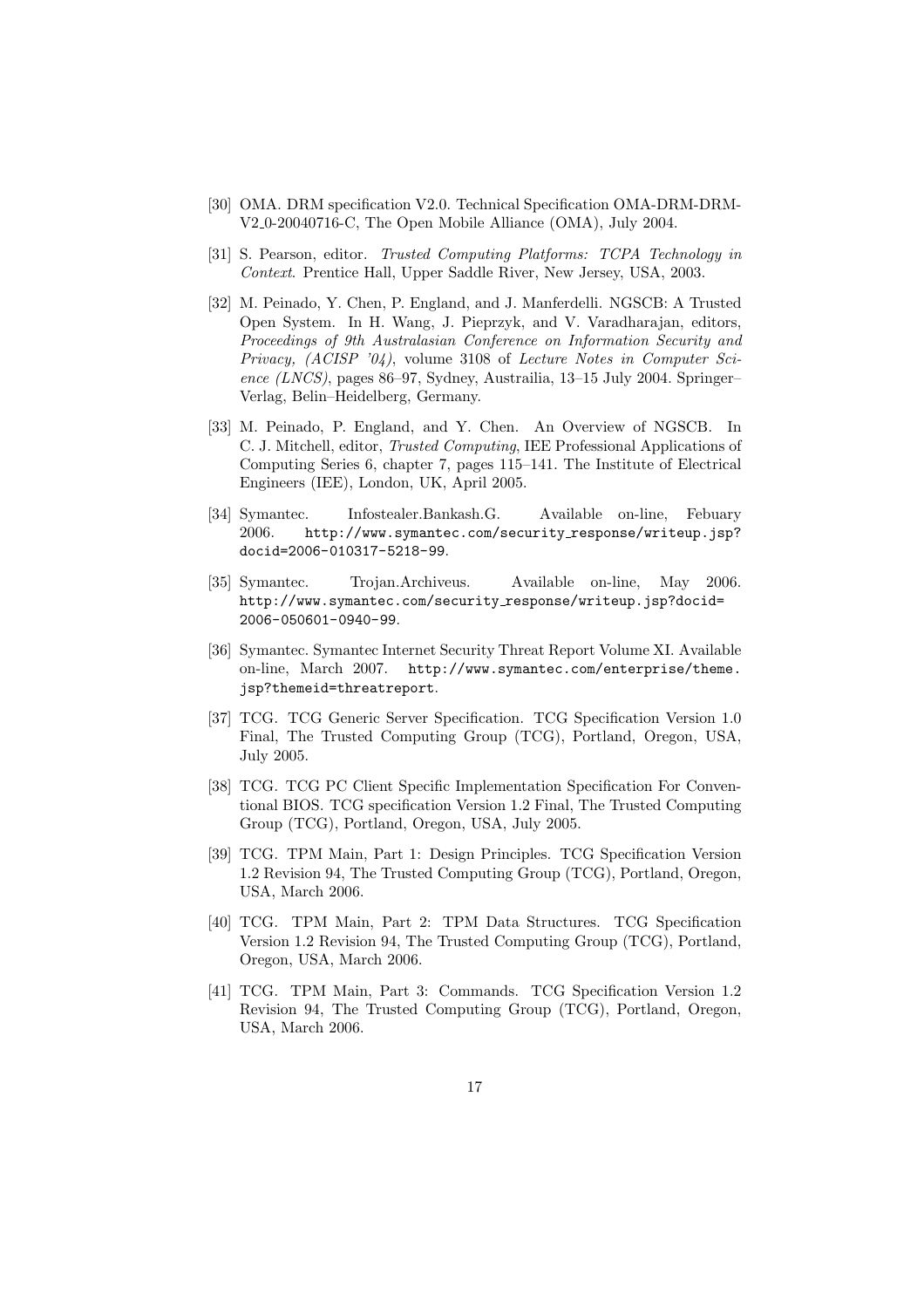[30] OMA. DRM specification V2.0. Technical Specification OMA-DRM-DRM-V2_0-20040716-C, The Open Mobile Alliance (OMA), July 2004.

[31] S. Pearson, editor. *Trusted Computing Platforms: TCPA Technology in Context*. Prentice Hall, Upper Saddle River, New Jersey, USA, 2003.

[32] M. Peinado, Y. Chen, P. England, and J. Manferdelli. NGSCB: A Trusted Open System. In H. Wang, J. Pieprzyk, and V. Varadharajan, editors, *Proceedings of 9th Australasian Conference on Information Security and Privacy, (ACISP '04)*, volume 3108 of *Lecture Notes in Computer Science (LNCS)*, pages 86–97, Sydney, Austrailia, 13–15 July 2004. Springer–Verlag, Belin–Heidelberg, Germany.

[33] M. Peinado, P. England, and Y. Chen. An Overview of NGSCB. In C. J. Mitchell, editor, *Trusted Computing*, IEE Professional Applications of Computing Series 6, chapter 7, pages 115–141. The Institute of Electrical Engineers (IEE), London, UK, April 2005.

[34] Symantec. Infostealer.Bankash.G. Available on-line, Febuary 2006. `http://www.symantec.com/security_response/writeup.jsp?docid=2006-010317-5218-99`.

[35] Symantec. Trojan.Archiveus. Available on-line, May 2006. `http://www.symantec.com/security_response/writeup.jsp?docid=2006-050601-0940-99`.

[36] Symantec. Symantec Internet Security Threat Report Volume XI. Available on-line, March 2007. `http://www.symantec.com/enterprise/theme.jsp?themeid=threatreport`.

[37] TCG. TCG Generic Server Specification. TCG Specification Version 1.0 Final, The Trusted Computing Group (TCG), Portland, Oregon, USA, July 2005.

[38] TCG. TCG PC Client Specific Implementation Specification For Conventional BIOS. TCG specification Version 1.2 Final, The Trusted Computing Group (TCG), Portland, Oregon, USA, July 2005.

[39] TCG. TPM Main, Part 1: Design Principles. TCG Specification Version 1.2 Revision 94, The Trusted Computing Group (TCG), Portland, Oregon, USA, March 2006.

[40] TCG. TPM Main, Part 2: TPM Data Structures. TCG Specification Version 1.2 Revision 94, The Trusted Computing Group (TCG), Portland, Oregon, USA, March 2006.

[41] TCG. TPM Main, Part 3: Commands. TCG Specification Version 1.2 Revision 94, The Trusted Computing Group (TCG), Portland, Oregon, USA, March 2006.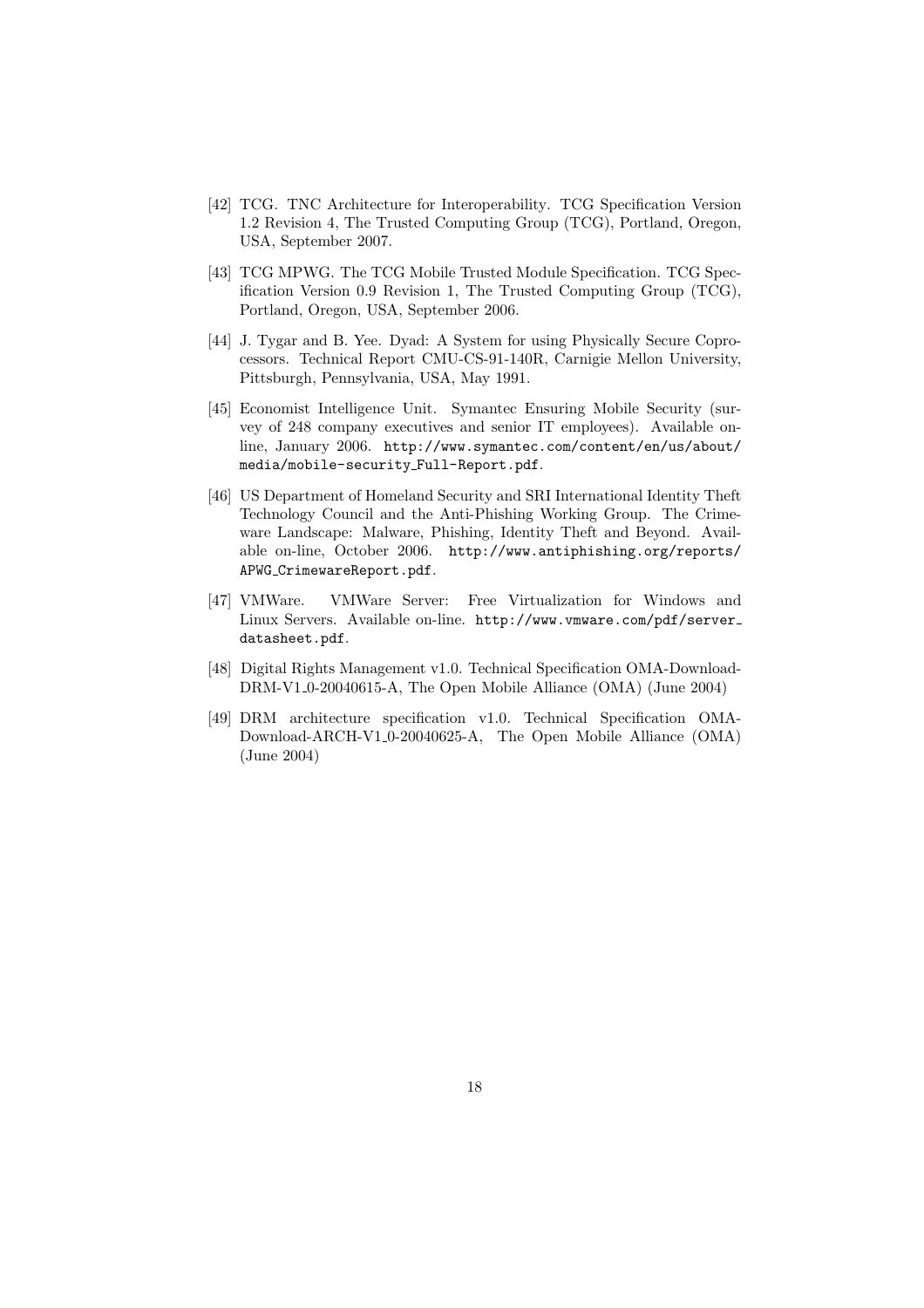[42] TCG. TNC Architecture for Interoperability. TCG Specification Version 1.2 Revision 4, The Trusted Computing Group (TCG), Portland, Oregon, USA, September 2007.

[43] TCG MPWG. The TCG Mobile Trusted Module Specification. TCG Specification Version 0.9 Revision 1, The Trusted Computing Group (TCG), Portland, Oregon, USA, September 2006.

[44] J. Tygar and B. Yee. Dyad: A System for using Physically Secure Coprocessors. Technical Report CMU-CS-91-140R, Carnigie Mellon University, Pittsburgh, Pennsylvania, USA, May 1991.

[45] Economist Intelligence Unit. Symantec Ensuring Mobile Security (survey of 248 company executives and senior IT employees). Available online, January 2006. http://www.symantec.com/content/en/us/about/media/mobile-security_Full-Report.pdf.

[46] US Department of Homeland Security and SRI International Identity Theft Technology Council and the Anti-Phishing Working Group. The Crimeware Landscape: Malware, Phishing, Identity Theft and Beyond. Available on-line, October 2006. http://www.antiphishing.org/reports/APWG_CrimewareReport.pdf.

[47] VMWare. VMWare Server: Free Virtualization for Windows and Linux Servers. Available on-line. http://www.vmware.com/pdf/server_datasheet.pdf.

[48] Digital Rights Management v1.0. Technical Specification OMA-Download-DRM-V1_0-20040615-A, The Open Mobile Alliance (OMA) (June 2004)

[49] DRM architecture specification v1.0. Technical Specification OMA-Download-ARCH-V1_0-20040625-A, The Open Mobile Alliance (OMA) (June 2004)